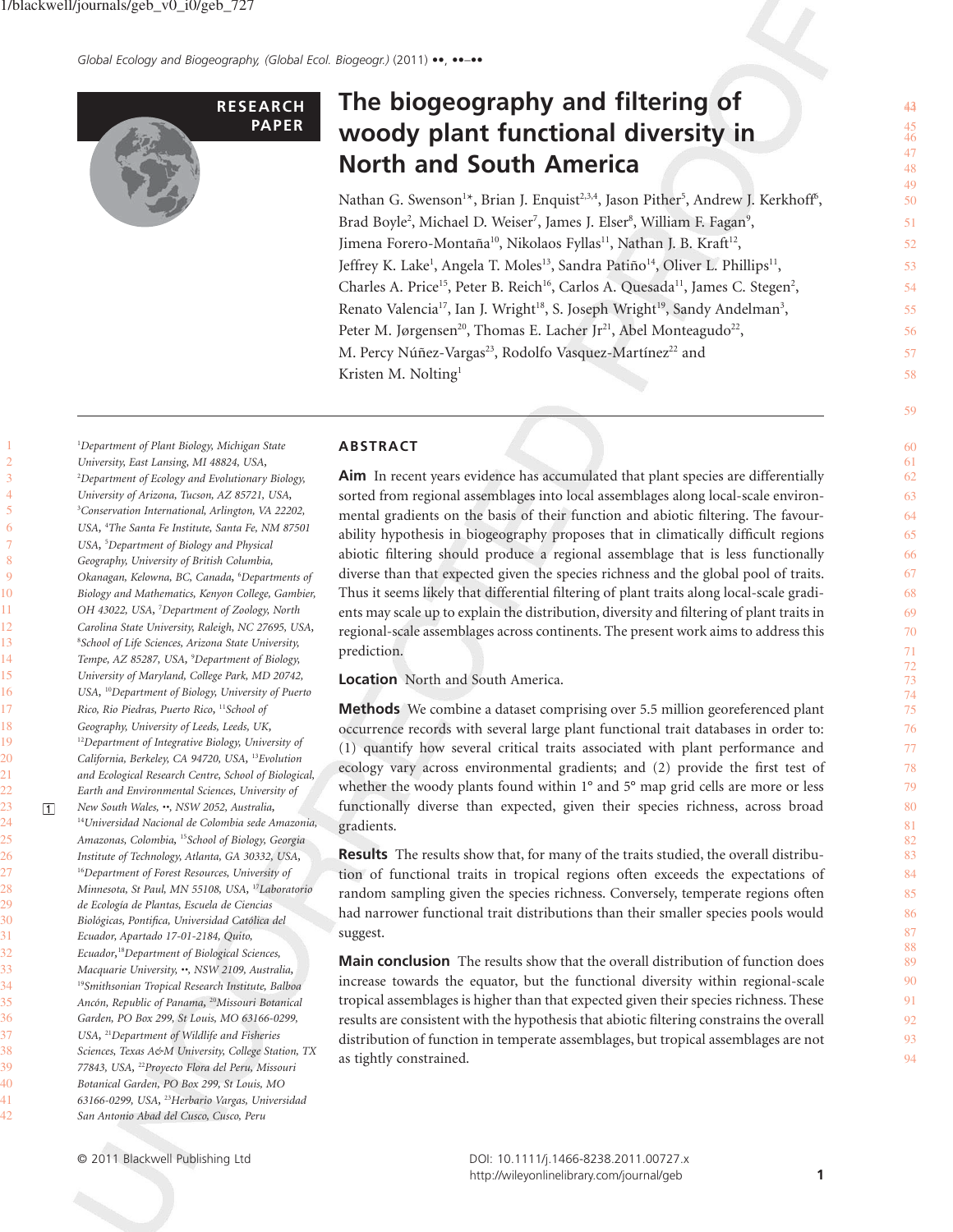RESEARCH PAPER

# The biogeography and filtering of woody plant functional diversity in North and South America

Nathan G. Swenson[1]*, Brian J. Enquist[2,3,4], Jason Pither[5], Andrew J. Kerkhoff[6], Brad Boyle[2], Michael D. Weiser[7], James J. Elser[8], William F. Fagan[9], Jimena Forero-Montaña[10], Nikolaos Fyllas[11], Nathan J. B. Kraft[12], Jeffrey K. Lake[1], Angela T. Moles[13], Sandra Patiño[14], Oliver L. Phillips[11], Charles A. Price[15], Peter B. Reich[16], Carlos A. Quesada[11], James C. Stegen[2], Renato Valencia[17], Ian J. Wright[18], S. Joseph Wright[19], Sandy Andelman[3], Peter M. Jørgensen[20], Thomas E. Lacher Jr[21], Abel Monteagudo[22], M. Percy Núñez-Vargas[23], Rodolfo Vasquez-Martínez[22] and Kristen M. Nolting[1]

[1]Department of Plant Biology, Michigan State University, East Lansing, MI 48824, USA, [2]Department of Ecology and Evolutionary Biology, University of Arizona, Tucson, AZ 85721, USA, [3]Conservation International, Arlington, VA 22202, USA, [4]The Santa Fe Institute, Santa Fe, NM 87501 USA, [5]Department of Biology and Physical Geography, University of British Columbia, Okanagan, Kelowna, BC, Canada, [6]Departments of Biology and Mathematics, Kenyon College, Gambier, OH 43022, USA, [7]Department of Zoology, North Carolina State University, Raleigh, NC 27695, USA, [8]School of Life Sciences, Arizona State University, Tempe, AZ 85287, USA, [9]Department of Biology, University of Maryland, College Park, MD 20742, USA, [10]Department of Biology, University of Puerto Rico, Rio Piedras, Puerto Rico, [11]School of Geography, University of Leeds, Leeds, UK, [12]Department of Integrative Biology, University of California, Berkeley, CA 94720, USA, [13]Evolution and Ecological Research Centre, School of Biological, Earth and Environmental Sciences, University of New South Wales, ••, NSW 2052, Australia, [14]Universidad Nacional de Colombia sede Amazonia, Amazonas, Colombia, [15]School of Biology, Georgia Institute of Technology, Atlanta, GA 30332, USA, [16]Department of Forest Resources, University of Minnesota, St Paul, MN 55108, USA, [17]Laboratorio de Ecología de Plantas, Escuela de Ciencias Biológicas, Pontifica, Universidad Católica del Ecuador, Apartado 17-01-2184, Quito, Ecuador, [18]Department of Biological Sciences, Macquarie University, ••, NSW 2109, Australia, [19]Smithsonian Tropical Research Institute, Balboa Ancón, Republic of Panama, [20]Missouri Botanical Garden, PO Box 299, St Louis, MO 63166-0299, USA, [21]Department of Wildlife and Fisheries Sciences, Texas A&M University, College Station, TX 77843, USA, [22]Proyecto Flora del Peru, Missouri Botanical Garden, PO Box 299, St Louis, MO 63166-0299, USA, [23]Herbario Vargas, Universidad San Antonio Abad del Cusco, Cusco, Peru

## ABSTRACT

**Aim** In recent years evidence has accumulated that plant species are differentially sorted from regional assemblages into local assemblages along local-scale environmental gradients on the basis of their function and abiotic filtering. The favourability hypothesis in biogeography proposes that in climatically difficult regions abiotic filtering should produce a regional assemblage that is less functionally diverse than that expected given the species richness and the global pool of traits. Thus it seems likely that differential filtering of plant traits along local-scale gradients may scale up to explain the distribution, diversity and filtering of plant traits in regional-scale assemblages across continents. The present work aims to address this prediction.

**Location** North and South America.

**Methods** We combine a dataset comprising over 5.5 million georeferenced plant occurrence records with several large plant functional trait databases in order to: (1) quantify how several critical traits associated with plant performance and ecology vary across environmental gradients; and (2) provide the first test of whether the woody plants found within 1° and 5° map grid cells are more or less functionally diverse than expected, given their species richness, across broad gradients.

**Results** The results show that, for many of the traits studied, the overall distribution of functional traits in tropical regions often exceeds the expectations of random sampling given the species richness. Conversely, temperate regions often had narrower functional trait distributions than their smaller species pools would suggest.

**Main conclusion** The results show that the overall distribution of function does increase towards the equator, but the functional diversity within regional-scale tropical assemblages is higher than that expected given their species richness. These results are consistent with the hypothesis that abiotic filtering constrains the overall distribution of function in temperate assemblages, but tropical assemblages are not as tightly constrained.

© 2011 Blackwell Publishing Ltd

DOI: 10.1111/j.1466-8238.2011.00727.x
http://wileyonlinelibrary.com/journal/geb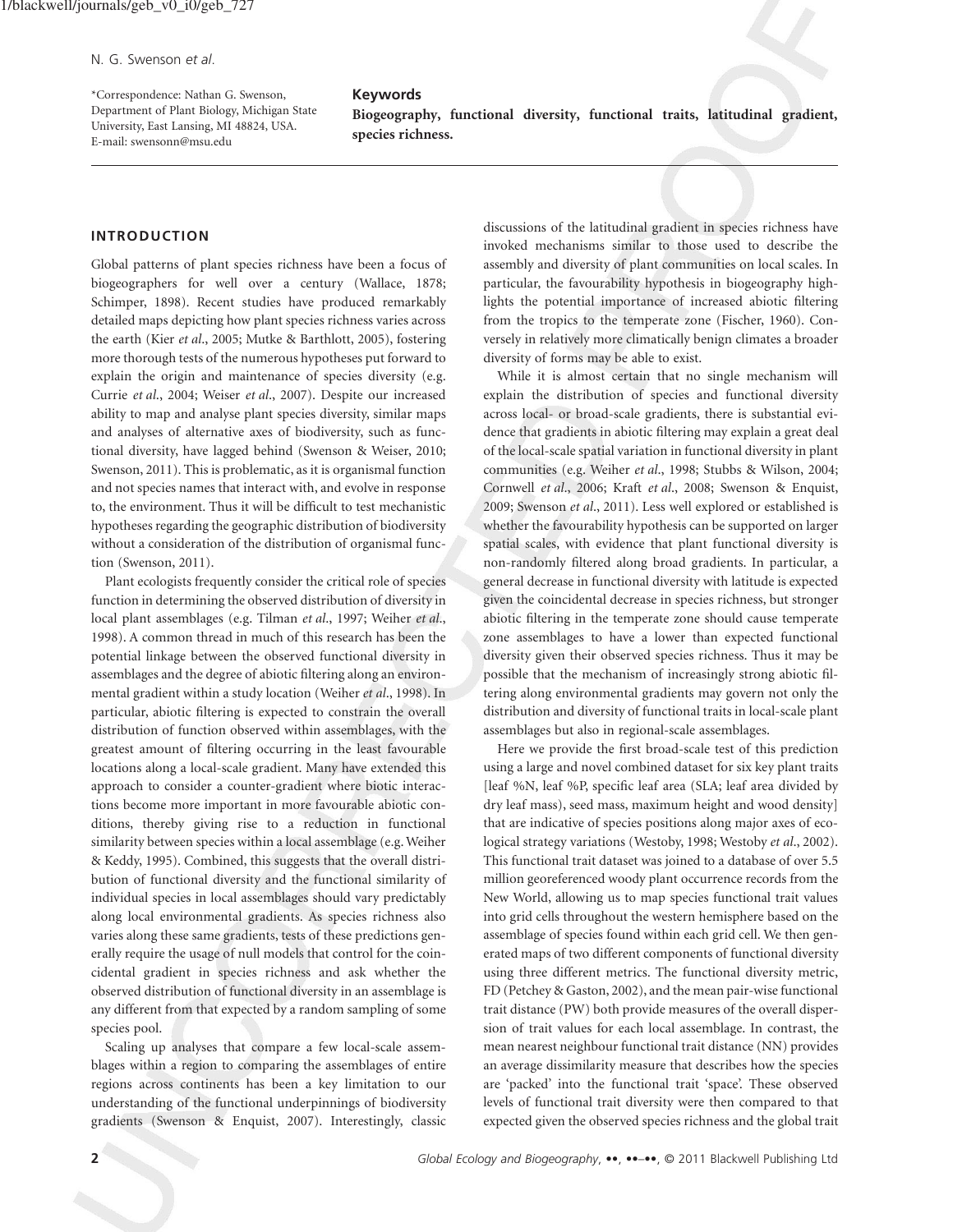*Correspondence: Nathan G. Swenson, Department of Plant Biology, Michigan State University, East Lansing, MI 48824, USA. E-mail: swensonn@msu.edu

**Keywords**

**Biogeography, functional diversity, functional traits, latitudinal gradient, species richness.**

## INTRODUCTION

Global patterns of plant species richness have been a focus of biogeographers for well over a century (Wallace, 1878; Schimper, 1898). Recent studies have produced remarkably detailed maps depicting how plant species richness varies across the earth (Kier *et al*., 2005; Mutke & Barthlott, 2005), fostering more thorough tests of the numerous hypotheses put forward to explain the origin and maintenance of species diversity (e.g. Currie *et al*., 2004; Weiser *et al*., 2007). Despite our increased ability to map and analyse plant species diversity, similar maps and analyses of alternative axes of biodiversity, such as functional diversity, have lagged behind (Swenson & Weiser, 2010; Swenson, 2011). This is problematic, as it is organismal function and not species names that interact with, and evolve in response to, the environment. Thus it will be difficult to test mechanistic hypotheses regarding the geographic distribution of biodiversity without a consideration of the distribution of organismal function (Swenson, 2011).

Plant ecologists frequently consider the critical role of species function in determining the observed distribution of diversity in local plant assemblages (e.g. Tilman *et al*., 1997; Weiher *et al*., 1998). A common thread in much of this research has been the potential linkage between the observed functional diversity in assemblages and the degree of abiotic filtering along an environmental gradient within a study location (Weiher *et al*., 1998). In particular, abiotic filtering is expected to constrain the overall distribution of function observed within assemblages, with the greatest amount of filtering occurring in the least favourable locations along a local-scale gradient. Many have extended this approach to consider a counter-gradient where biotic interactions become more important in more favourable abiotic conditions, thereby giving rise to a reduction in functional similarity between species within a local assemblage (e.g. Weiher & Keddy, 1995). Combined, this suggests that the overall distribution of functional diversity and the functional similarity of individual species in local assemblages should vary predictably along local environmental gradients. As species richness also varies along these same gradients, tests of these predictions generally require the usage of null models that control for the coincidental gradient in species richness and ask whether the observed distribution of functional diversity in an assemblage is any different from that expected by a random sampling of some species pool.

Scaling up analyses that compare a few local-scale assemblages within a region to comparing the assemblages of entire regions across continents has been a key limitation to our understanding of the functional underpinnings of biodiversity gradients (Swenson & Enquist, 2007). Interestingly, classic discussions of the latitudinal gradient in species richness have invoked mechanisms similar to those used to describe the assembly and diversity of plant communities on local scales. In particular, the favourability hypothesis in biogeography highlights the potential importance of increased abiotic filtering from the tropics to the temperate zone (Fischer, 1960). Conversely in relatively more climatically benign climates a broader diversity of forms may be able to exist.

While it is almost certain that no single mechanism will explain the distribution of species and functional diversity across local- or broad-scale gradients, there is substantial evidence that gradients in abiotic filtering may explain a great deal of the local-scale spatial variation in functional diversity in plant communities (e.g. Weiher *et al*., 1998; Stubbs & Wilson, 2004; Cornwell *et al*., 2006; Kraft *et al*., 2008; Swenson & Enquist, 2009; Swenson *et al*., 2011). Less well explored or established is whether the favourability hypothesis can be supported on larger spatial scales, with evidence that plant functional diversity is non-randomly filtered along broad gradients. In particular, a general decrease in functional diversity with latitude is expected given the coincidental decrease in species richness, but stronger abiotic filtering in the temperate zone should cause temperate zone assemblages to have a lower than expected functional diversity given their observed species richness. Thus it may be possible that the mechanism of increasingly strong abiotic filtering along environmental gradients may govern not only the distribution and diversity of functional traits in local-scale plant assemblages but also in regional-scale assemblages.

Here we provide the first broad-scale test of this prediction using a large and novel combined dataset for six key plant traits [leaf %N, leaf %P, specific leaf area (SLA; leaf area divided by dry leaf mass), seed mass, maximum height and wood density] that are indicative of species positions along major axes of ecological strategy variations (Westoby, 1998; Westoby *et al*., 2002). This functional trait dataset was joined to a database of over 5.5 million georeferenced woody plant occurrence records from the New World, allowing us to map species functional trait values into grid cells throughout the western hemisphere based on the assemblage of species found within each grid cell. We then generated maps of two different components of functional diversity using three different metrics. The functional diversity metric, FD (Petchey & Gaston, 2002), and the mean pair-wise functional trait distance (PW) both provide measures of the overall dispersion of trait values for each local assemblage. In contrast, the mean nearest neighbour functional trait distance (NN) provides an average dissimilarity measure that describes how the species are 'packed' into the functional trait 'space'. These observed levels of functional trait diversity were then compared to that expected given the observed species richness and the global trait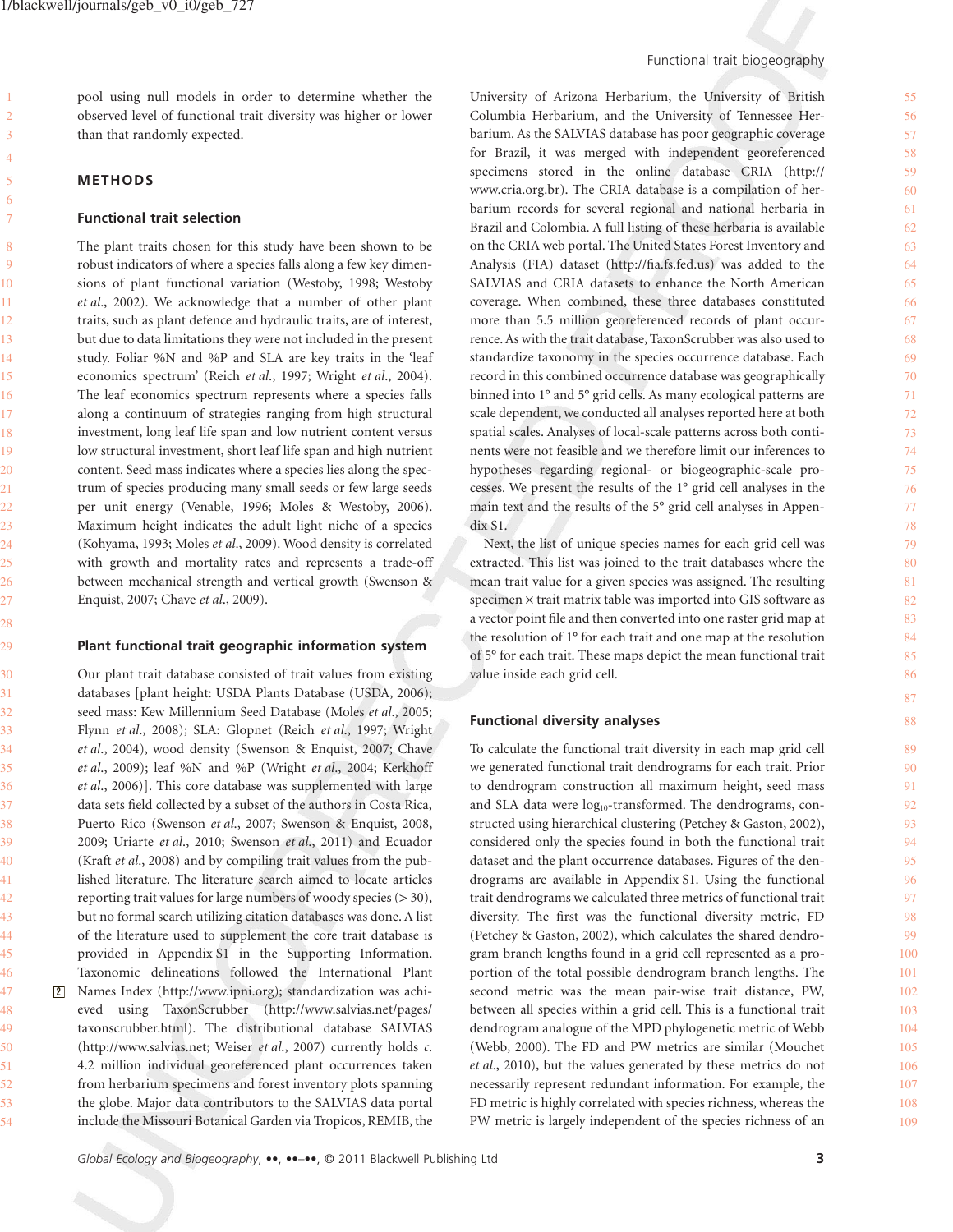pool using null models in order to determine whether the observed level of functional trait diversity was higher or lower than that randomly expected.

## METHODS

### Functional trait selection

The plant traits chosen for this study have been shown to be robust indicators of where a species falls along a few key dimensions of plant functional variation (Westoby, 1998; Westoby *et al.*, 2002). We acknowledge that a number of other plant traits, such as plant defence and hydraulic traits, are of interest, but due to data limitations they were not included in the present study. Foliar %N and %P and SLA are key traits in the 'leaf economics spectrum' (Reich *et al.*, 1997; Wright *et al.*, 2004). The leaf economics spectrum represents where a species falls along a continuum of strategies ranging from high structural investment, long leaf life span and low nutrient content versus low structural investment, short leaf life span and high nutrient content. Seed mass indicates where a species lies along the spectrum of species producing many small seeds or few large seeds per unit energy (Venable, 1996; Moles & Westoby, 2006). Maximum height indicates the adult light niche of a species (Kohyama, 1993; Moles *et al.*, 2009). Wood density is correlated with growth and mortality rates and represents a trade-off between mechanical strength and vertical growth (Swenson & Enquist, 2007; Chave *et al.*, 2009).

### Plant functional trait geographic information system

Our plant trait database consisted of trait values from existing databases [plant height: USDA Plants Database (USDA, 2006); seed mass: Kew Millennium Seed Database (Moles *et al.*, 2005; Flynn *et al.*, 2008); SLA: Glopnet (Reich *et al.*, 1997; Wright *et al.*, 2004), wood density (Swenson & Enquist, 2007; Chave *et al.*, 2009); leaf %N and %P (Wright *et al.*, 2004; Kerkhoff *et al.*, 2006)]. This core database was supplemented with large data sets field collected by a subset of the authors in Costa Rica, Puerto Rico (Swenson *et al.*, 2007; Swenson & Enquist, 2008, 2009; Uriarte *et al.*, 2010; Swenson *et al.*, 2011) and Ecuador (Kraft *et al.*, 2008) and by compiling trait values from the published literature. The literature search aimed to locate articles reporting trait values for large numbers of woody species (> 30), but no formal search utilizing citation databases was done. A list of the literature used to supplement the core trait database is provided in Appendix S1 in the Supporting Information. Taxonomic delineations followed the International Plant Names Index (http://www.ipni.org); standardization was achieved using TaxonScrubber (http://www.salvias.net/pages/taxonscrubber.html). The distributional database SALVIAS (http://www.salvias.net; Weiser *et al.*, 2007) currently holds *c.* 4.2 million individual georeferenced plant occurrences taken from herbarium specimens and forest inventory plots spanning the globe. Major data contributors to the SALVIAS data portal include the Missouri Botanical Garden via Tropicos, REMIB, the University of Arizona Herbarium, the University of British Columbia Herbarium, and the University of Tennessee Herbarium. As the SALVIAS database has poor geographic coverage for Brazil, it was merged with independent georeferenced specimens stored in the online database CRIA (http://www.cria.org.br). The CRIA database is a compilation of herbarium records for several regional and national herbaria in Brazil and Colombia. A full listing of these herbaria is available on the CRIA web portal. The United States Forest Inventory and Analysis (FIA) dataset (http://fia.fs.fed.us) was added to the SALVIAS and CRIA datasets to enhance the North American coverage. When combined, these three databases constituted more than 5.5 million georeferenced records of plant occurrence. As with the trait database, TaxonScrubber was also used to standardize taxonomy in the species occurrence database. Each record in this combined occurrence database was geographically binned into 1° and 5° grid cells. As many ecological patterns are scale dependent, we conducted all analyses reported here at both spatial scales. Analyses of local-scale patterns across both continents were not feasible and we therefore limit our inferences to hypotheses regarding regional- or biogeographic-scale processes. We present the results of the 1° grid cell analyses in the main text and the results of the 5° grid cell analyses in Appendix S1.

Next, the list of unique species names for each grid cell was extracted. This list was joined to the trait databases where the mean trait value for a given species was assigned. The resulting specimen × trait matrix table was imported into GIS software as a vector point file and then converted into one raster grid map at the resolution of 1° for each trait and one map at the resolution of 5° for each trait. These maps depict the mean functional trait value inside each grid cell.

### Functional diversity analyses

To calculate the functional trait diversity in each map grid cell we generated functional trait dendrograms for each trait. Prior to dendrogram construction all maximum height, seed mass and SLA data were $\log_{10}$-transformed. The dendrograms, constructed using hierarchical clustering (Petchey & Gaston, 2002), considered only the species found in both the functional trait dataset and the plant occurrence databases. Figures of the dendrograms are available in Appendix S1. Using the functional trait dendrograms we calculated three metrics of functional trait diversity. The first was the functional diversity metric, FD (Petchey & Gaston, 2002), which calculates the shared dendrogram branch lengths found in a grid cell represented as a proportion of the total possible dendrogram branch lengths. The second metric was the mean pair-wise trait distance, PW, between all species within a grid cell. This is a functional trait dendrogram analogue of the MPD phylogenetic metric of Webb (Webb, 2000). The FD and PW metrics are similar (Mouchet *et al.*, 2010), but the values generated by these metrics do not necessarily represent redundant information. For example, the FD metric is highly correlated with species richness, whereas the PW metric is largely independent of the species richness of an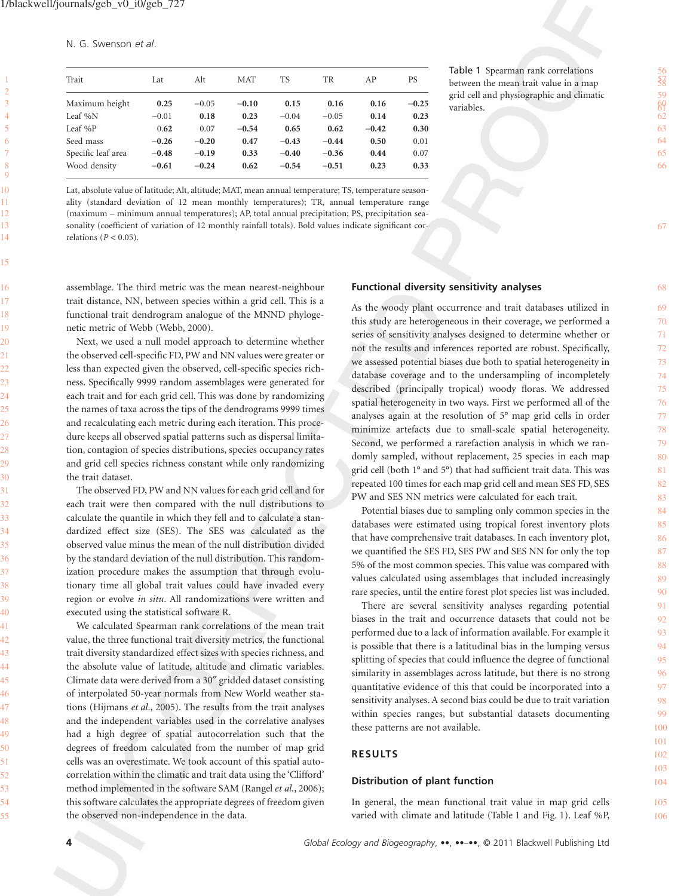Table 1 Spearman rank correlations between the mean trait value in a map grid cell and physiographic and climatic variables.

| Trait | Lat | Alt | MAT | TS | TR | AP | PS |
|---|---|---|---|---|---|---|---|
| Maximum height | **0.25** | −0.05 | **−0.10** | **0.15** | **0.16** | **0.16** | **−0.25** |
| Leaf %N | −0.01 | **0.18** | **0.23** | −0.04 | −0.05 | **0.14** | **0.23** |
| Leaf %P | 0.62 | 0.07 | **−0.54** | **0.65** | **0.62** | **−0.42** | **0.30** |
| Seed mass | **−0.26** | **−0.20** | **0.47** | **−0.43** | **−0.44** | **0.50** | 0.01 |
| Specific leaf area | **−0.48** | **−0.19** | **0.33** | **−0.40** | **−0.36** | **0.44** | 0.07 |
| Wood density | **−0.61** | **−0.24** | **0.62** | **−0.54** | **−0.51** | **0.23** | **0.33** |

Lat, absolute value of latitude; Alt, altitude; MAT, mean annual temperature; TS, temperature seasonality (standard deviation of 12 mean monthly temperatures); TR, annual temperature range (maximum – minimum annual temperatures); AP, total annual precipitation; PS, precipitation seasonality (coefficient of variation of 12 monthly rainfall totals). Bold values indicate significant correlations ($P < 0.05$).

assemblage. The third metric was the mean nearest-neighbour trait distance, NN, between species within a grid cell. This is a functional trait dendrogram analogue of the MNND phylogenetic metric of Webb (Webb, 2000).

Next, we used a null model approach to determine whether the observed cell-specific FD, PW and NN values were greater or less than expected given the observed, cell-specific species richness. Specifically 9999 random assemblages were generated for each trait and for each grid cell. This was done by randomizing the names of taxa across the tips of the dendrograms 9999 times and recalculating each metric during each iteration. This procedure keeps all observed spatial patterns such as dispersal limitation, contagion of species distributions, species occupancy rates and grid cell species richness constant while only randomizing the trait dataset.

The observed FD, PW and NN values for each grid cell and for each trait were then compared with the null distributions to calculate the quantile in which they fell and to calculate a standardized effect size (SES). The SES was calculated as the observed value minus the mean of the null distribution divided by the standard deviation of the null distribution. This randomization procedure makes the assumption that through evolutionary time all global trait values could have invaded every region or evolve *in situ*. All randomizations were written and executed using the statistical software R.

We calculated Spearman rank correlations of the mean trait value, the three functional trait diversity metrics, the functional trait diversity standardized effect sizes with species richness, and the absolute value of latitude, altitude and climatic variables. Climate data were derived from a 30″ gridded dataset consisting of interpolated 50-year normals from New World weather stations (Hijmans *et al.*, 2005). The results from the trait analyses and the independent variables used in the correlative analyses had a high degree of spatial autocorrelation such that the degrees of freedom calculated from the number of map grid cells was an overestimate. We took account of this spatial autocorrelation within the climatic and trait data using the 'Clifford' method implemented in the software SAM (Rangel *et al.*, 2006); this software calculates the appropriate degrees of freedom given the observed non-independence in the data.

## Functional diversity sensitivity analyses

As the woody plant occurrence and trait databases utilized in this study are heterogeneous in their coverage, we performed a series of sensitivity analyses designed to determine whether or not the results and inferences reported are robust. Specifically, we assessed potential biases due both to spatial heterogeneity in database coverage and to the undersampling of incompletely described (principally tropical) woody floras. We addressed spatial heterogeneity in two ways. First we performed all of the analyses again at the resolution of 5° map grid cells in order minimize artefacts due to small-scale spatial heterogeneity. Second, we performed a rarefaction analysis in which we randomly sampled, without replacement, 25 species in each map grid cell (both 1° and 5°) that had sufficient trait data. This was repeated 100 times for each map grid cell and mean SES FD, SES PW and SES NN metrics were calculated for each trait.

Potential biases due to sampling only common species in the databases were estimated using tropical forest inventory plots that have comprehensive trait databases. In each inventory plot, we quantified the SES FD, SES PW and SES NN for only the top 5% of the most common species. This value was compared with values calculated using assemblages that included increasingly rare species, until the entire forest plot species list was included.

There are several sensitivity analyses regarding potential biases in the trait and occurrence datasets that could not be performed due to a lack of information available. For example it is possible that there is a latitudinal bias in the lumping versus splitting of species that could influence the degree of functional similarity in assemblages across latitude, but there is no strong quantitative evidence of this that could be incorporated into a sensitivity analyses. A second bias could be due to trait variation within species ranges, but substantial datasets documenting these patterns are not available.

# RESULTS

## Distribution of plant function

In general, the mean functional trait value in map grid cells varied with climate and latitude (Table 1 and Fig. 1). Leaf %P,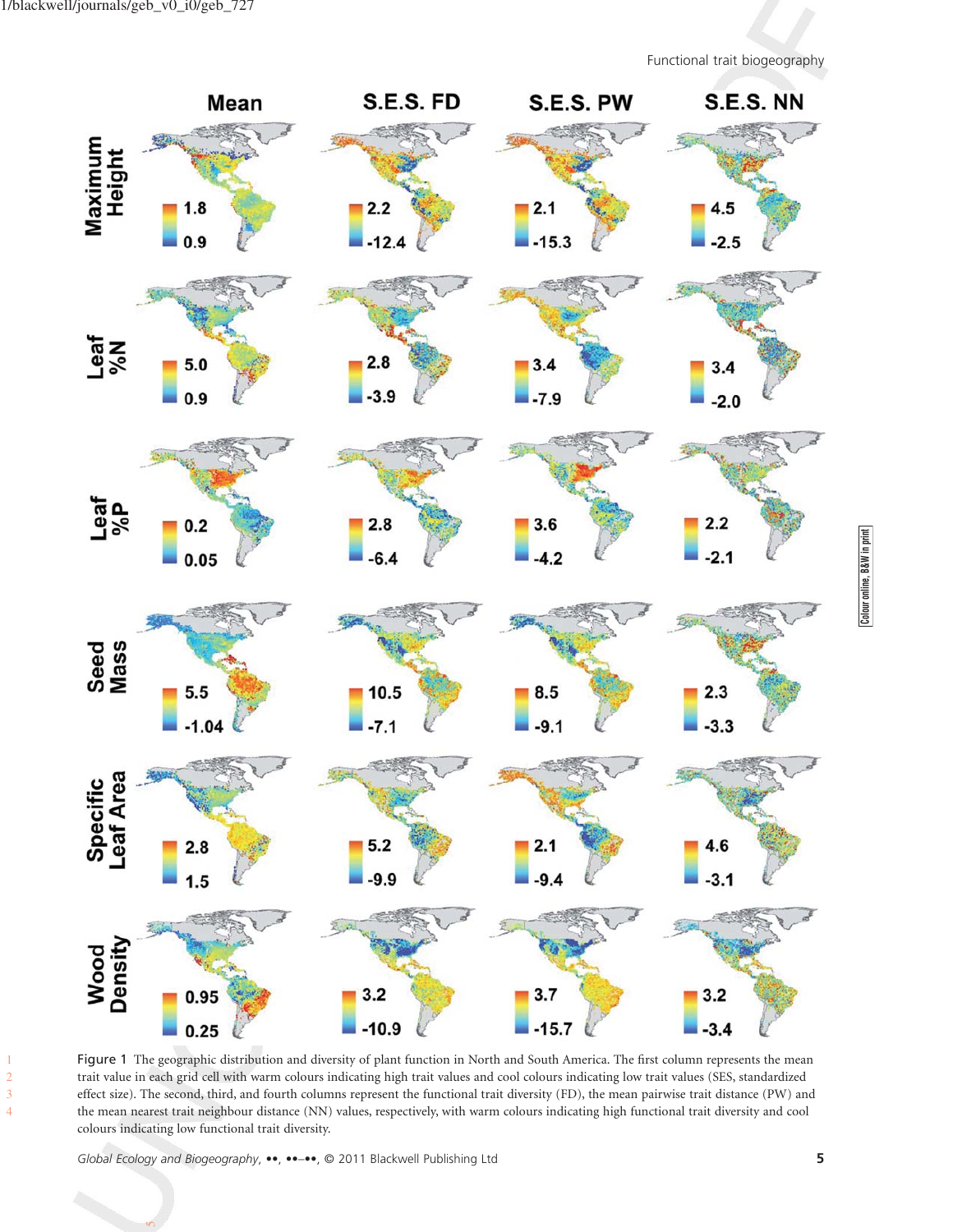Figure 1 The geographic distribution and diversity of plant function in North and South America. The first column represents the mean trait value in each grid cell with warm colours indicating high trait values and cool colours indicating low trait values (SES, standardized effect size). The second, third, and fourth columns represent the functional trait diversity (FD), the mean pairwise trait distance (PW) and the mean nearest trait neighbour distance (NN) values, respectively, with warm colours indicating high functional trait diversity and cool colours indicating low functional trait diversity.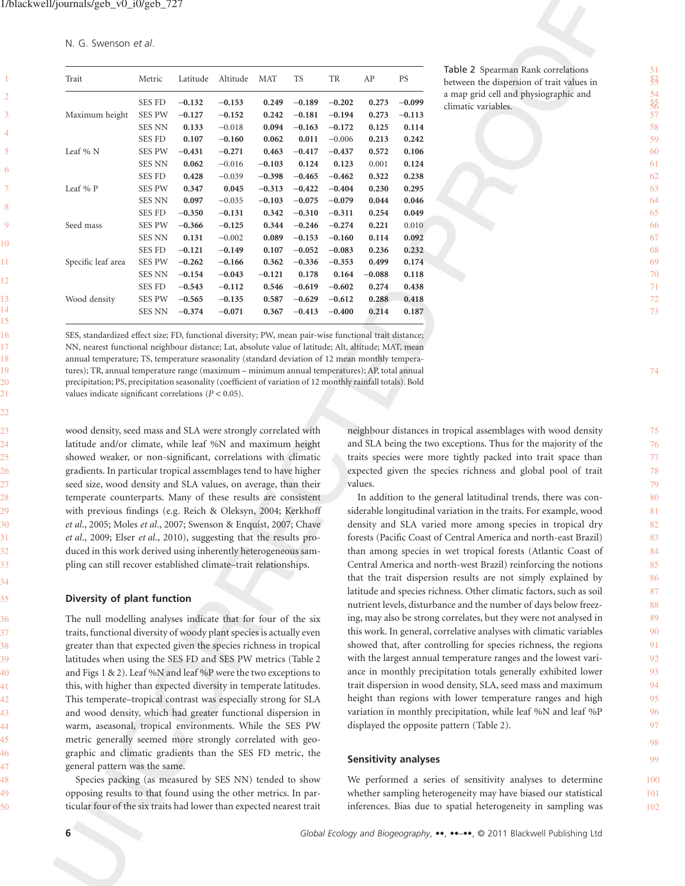Table 2 Spearman Rank correlations between the dispersion of trait values in a map grid cell and physiographic and climatic variables.

| Trait | Metric | Latitude | Altitude | MAT | TS | TR | AP | PS |
|---|---|---|---|---|---|---|---|---|
| Maximum height | SES FD | **−0.132** | **−0.153** | **0.249** | **−0.189** | **−0.202** | **0.273** | **−0.099** |
| | SES PW | **−0.127** | **−0.152** | **0.242** | **−0.181** | **−0.194** | **0.273** | **−0.113** |
| | SES NN | **0.133** | −0.018 | **0.094** | **−0.163** | **−0.172** | **0.125** | **0.114** |
| Leaf % N | SES FD | **0.107** | **−0.160** | **0.062** | **0.011** | −0.006 | **0.213** | **0.242** |
| | SES PW | **−0.431** | **−0.271** | **0.463** | **−0.417** | **−0.437** | **0.572** | **0.106** |
| | SES NN | **0.062** | −0.016 | **−0.103** | **0.124** | **0.123** | 0.001 | **0.124** |
| Leaf % P | SES FD | **0.428** | −0.039 | **−0.398** | **−0.465** | **−0.462** | **0.322** | **0.238** |
| | SES PW | **0.347** | **0.045** | **−0.313** | **−0.422** | **−0.404** | **0.230** | **0.295** |
| | SES NN | **0.097** | −0.035 | **−0.103** | **−0.075** | **−0.079** | **0.044** | **0.046** |
| Seed mass | SES FD | **−0.350** | **−0.131** | **0.342** | **−0.310** | **−0.311** | **0.254** | **0.049** |
| | SES PW | **−0.366** | **−0.125** | **0.344** | **−0.246** | **−0.274** | **0.221** | 0.010 |
| | SES NN | **0.131** | −0.002 | **0.089** | **−0.153** | **−0.160** | **0.114** | **0.092** |
| Specific leaf area | SES FD | **−0.121** | **−0.149** | **0.107** | **−0.052** | **−0.083** | **0.236** | **0.232** |
| | SES PW | **−0.262** | **−0.166** | **0.362** | **−0.336** | **−0.353** | **0.499** | **0.174** |
| | SES NN | **−0.154** | **−0.043** | **−0.121** | **0.178** | **0.164** | **−0.088** | **0.118** |
| Wood density | SES FD | **−0.543** | **−0.112** | **0.546** | **−0.619** | **−0.602** | **0.274** | **0.438** |
| | SES PW | **−0.565** | **−0.135** | **0.587** | **−0.629** | **−0.612** | **0.288** | **0.418** |
| | SES NN | **−0.374** | **−0.071** | **0.367** | **−0.413** | **−0.400** | **0.214** | **0.187** |

SES, standardized effect size; FD, functional diversity; PW, mean pair-wise functional trait distance; NN, nearest functional neighbour distance; Lat, absolute value of latitude; Alt, altitude; MAT, mean annual temperature; TS, temperature seasonality (standard deviation of 12 mean monthly temperatures); TR, annual temperature range (maximum – minimum annual temperatures); AP, total annual precipitation; PS, precipitation seasonality (coefficient of variation of 12 monthly rainfall totals). Bold values indicate significant correlations ($P < 0.05$).

wood density, seed mass and SLA were strongly correlated with latitude and/or climate, while leaf %N and maximum height showed weaker, or non-significant, correlations with climatic gradients. In particular tropical assemblages tend to have higher seed size, wood density and SLA values, on average, than their temperate counterparts. Many of these results are consistent with previous findings (e.g. Reich & Oleksyn, 2004; Kerkhoff *et al.*, 2005; Moles *et al.*, 2007; Swenson & Enquist, 2007; Chave *et al.*, 2009; Elser *et al.*, 2010), suggesting that the results produced in this work derived using inherently heterogeneous sampling can still recover established climate–trait relationships.

## Diversity of plant function

The null modelling analyses indicate that for four of the six traits, functional diversity of woody plant species is actually even greater than that expected given the species richness in tropical latitudes when using the SES FD and SES PW metrics (Table 2 and Figs 1 & 2). Leaf %N and leaf %P were the two exceptions to this, with higher than expected diversity in temperate latitudes. This temperate–tropical contrast was especially strong for SLA and wood density, which had greater functional dispersion in warm, aseasonal, tropical environments. While the SES PW metric generally seemed more strongly correlated with geographic and climatic gradients than the SES FD metric, the general pattern was the same.

Species packing (as measured by SES NN) tended to show opposing results to that found using the other metrics. In particular four of the six traits had lower than expected nearest trait neighbour distances in tropical assemblages with wood density and SLA being the two exceptions. Thus for the majority of the traits species were more tightly packed into trait space than expected given the species richness and global pool of trait values.

In addition to the general latitudinal trends, there was considerable longitudinal variation in the traits. For example, wood density and SLA varied more among species in tropical dry forests (Pacific Coast of Central America and north-east Brazil) than among species in wet tropical forests (Atlantic Coast of Central America and north-west Brazil) reinforcing the notions that the trait dispersion results are not simply explained by latitude and species richness. Other climatic factors, such as soil nutrient levels, disturbance and the number of days below freezing, may also be strong correlates, but they were not analysed in this work. In general, correlative analyses with climatic variables showed that, after controlling for species richness, the regions with the largest annual temperature ranges and the lowest variance in monthly precipitation totals generally exhibited lower trait dispersion in wood density, SLA, seed mass and maximum height than regions with lower temperature ranges and high variation in monthly precipitation, while leaf %N and leaf %P displayed the opposite pattern (Table 2).

## Sensitivity analyses

We performed a series of sensitivity analyses to determine whether sampling heterogeneity may have biased our statistical inferences. Bias due to spatial heterogeneity in sampling was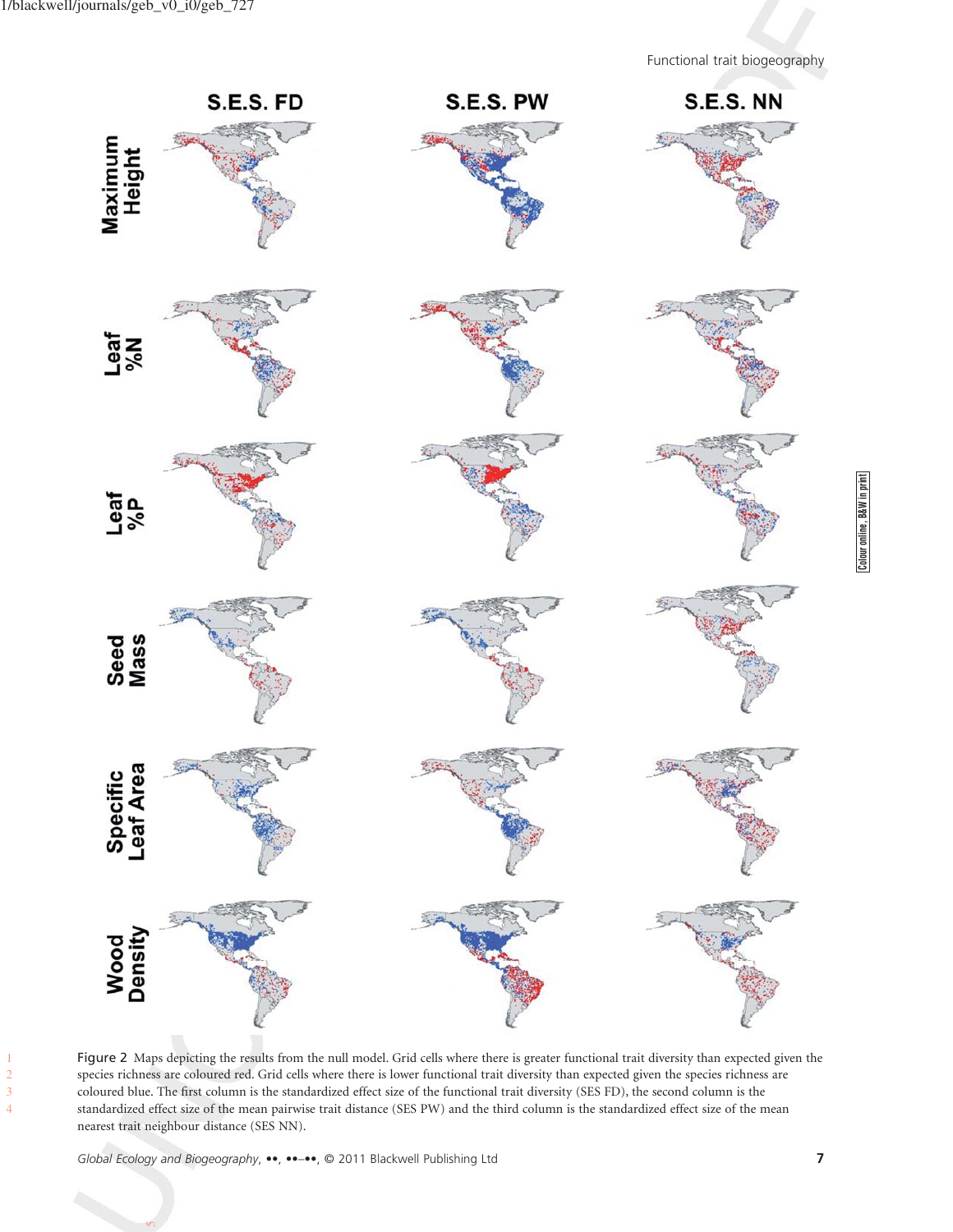Figure 2 Maps depicting the results from the null model. Grid cells where there is greater functional trait diversity than expected given the species richness are coloured red. Grid cells where there is lower functional trait diversity than expected given the species richness are coloured blue. The first column is the standardized effect size of the functional trait diversity (SES FD), the second column is the standardized effect size of the mean pairwise trait distance (SES PW) and the third column is the standardized effect size of the mean nearest trait neighbour distance (SES NN).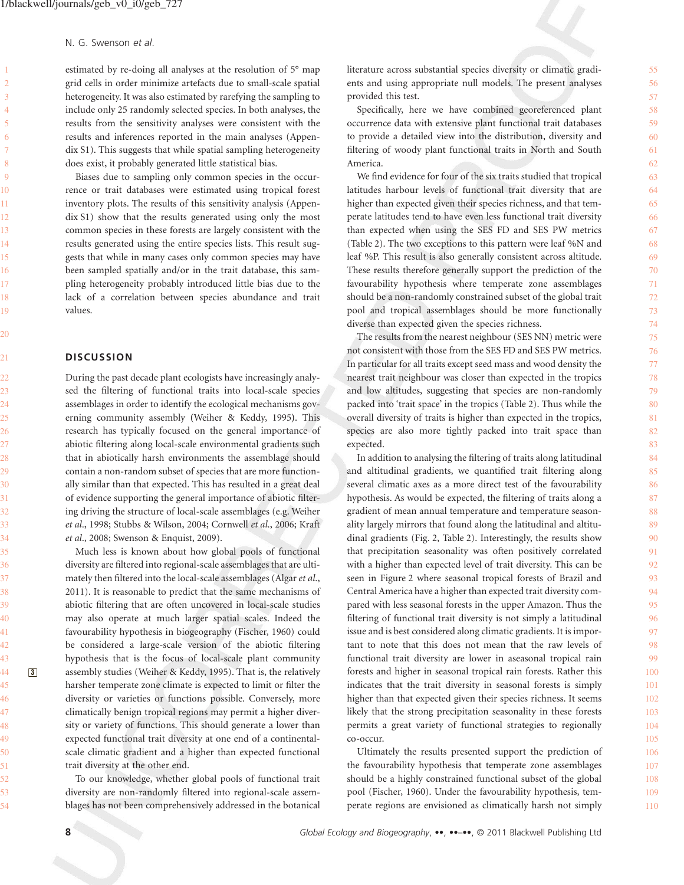estimated by re-doing all analyses at the resolution of 5° map grid cells in order minimize artefacts due to small-scale spatial heterogeneity. It was also estimated by rarefying the sampling to include only 25 randomly selected species. In both analyses, the results from the sensitivity analyses were consistent with the results and inferences reported in the main analyses (Appendix S1). This suggests that while spatial sampling heterogeneity does exist, it probably generated little statistical bias.

Biases due to sampling only common species in the occurrence or trait databases were estimated using tropical forest inventory plots. The results of this sensitivity analysis (Appendix S1) show that the results generated using only the most common species in these forests are largely consistent with the results generated using the entire species lists. This result suggests that while in many cases only common species may have been sampled spatially and/or in the trait database, this sampling heterogeneity probably introduced little bias due to the lack of a correlation between species abundance and trait values.

## DISCUSSION

During the past decade plant ecologists have increasingly analysed the filtering of functional traits into local-scale species assemblages in order to identify the ecological mechanisms governing community assembly (Weiher & Keddy, 1995). This research has typically focused on the general importance of abiotic filtering along local-scale environmental gradients such that in abiotically harsh environments the assemblage should contain a non-random subset of species that are more functionally similar than that expected. This has resulted in a great deal of evidence supporting the general importance of abiotic filtering driving the structure of local-scale assemblages (e.g. Weiher *et al.*, 1998; Stubbs & Wilson, 2004; Cornwell *et al.*, 2006; Kraft *et al.*, 2008; Swenson & Enquist, 2009).

Much less is known about how global pools of functional diversity are filtered into regional-scale assemblages that are ultimately then filtered into the local-scale assemblages (Algar *et al.*, 2011). It is reasonable to predict that the same mechanisms of abiotic filtering that are often uncovered in local-scale studies may also operate at much larger spatial scales. Indeed the favourability hypothesis in biogeography (Fischer, 1960) could be considered a large-scale version of the abiotic filtering hypothesis that is the focus of local-scale plant community assembly studies (Weiher & Keddy, 1995). That is, the relatively harsher temperate zone climate is expected to limit or filter the diversity or varieties or functions possible. Conversely, more climatically benign tropical regions may permit a higher diversity or variety of functions. This should generate a lower than expected functional trait diversity at one end of a continental-scale climatic gradient and a higher than expected functional trait diversity at the other end.

To our knowledge, whether global pools of functional trait diversity are non-randomly filtered into regional-scale assemblages has not been comprehensively addressed in the botanical literature across substantial species diversity or climatic gradients and using appropriate null models. The present analyses provided this test.

Specifically, here we have combined georeferenced plant occurrence data with extensive plant functional trait databases to provide a detailed view into the distribution, diversity and filtering of woody plant functional traits in North and South America.

We find evidence for four of the six traits studied that tropical latitudes harbour levels of functional trait diversity that are higher than expected given their species richness, and that temperate latitudes tend to have even less functional trait diversity than expected when using the SES FD and SES PW metrics (Table 2). The two exceptions to this pattern were leaf %N and leaf %P. This result is also generally consistent across altitude. These results therefore generally support the prediction of the favourability hypothesis where temperate zone assemblages should be a non-randomly constrained subset of the global trait pool and tropical assemblages should be more functionally diverse than expected given the species richness.

The results from the nearest neighbour (SES NN) metric were not consistent with those from the SES FD and SES PW metrics. In particular for all traits except seed mass and wood density the nearest trait neighbour was closer than expected in the tropics and low altitudes, suggesting that species are non-randomly packed into 'trait space' in the tropics (Table 2). Thus while the overall diversity of traits is higher than expected in the tropics, species are also more tightly packed into trait space than expected.

In addition to analysing the filtering of traits along latitudinal and altitudinal gradients, we quantified trait filtering along several climatic axes as a more direct test of the favourability hypothesis. As would be expected, the filtering of traits along a gradient of mean annual temperature and temperature seasonality largely mirrors that found along the latitudinal and altitudinal gradients (Fig. 2, Table 2). Interestingly, the results show that precipitation seasonality was often positively correlated with a higher than expected level of trait diversity. This can be seen in Figure 2 where seasonal tropical forests of Brazil and Central America have a higher than expected trait diversity compared with less seasonal forests in the upper Amazon. Thus the filtering of functional trait diversity is not simply a latitudinal issue and is best considered along climatic gradients. It is important to note that this does not mean that the raw levels of functional trait diversity are lower in aseasonal tropical rain forests and higher in seasonal tropical rain forests. Rather this indicates that the trait diversity in seasonal forests is simply higher than that expected given their species richness. It seems likely that the strong precipitation seasonality in these forests permits a great variety of functional strategies to regionally co-occur.

Ultimately the results presented support the prediction of the favourability hypothesis that temperate zone assemblages should be a highly constrained functional subset of the global pool (Fischer, 1960). Under the favourability hypothesis, temperate regions are envisioned as climatically harsh not simply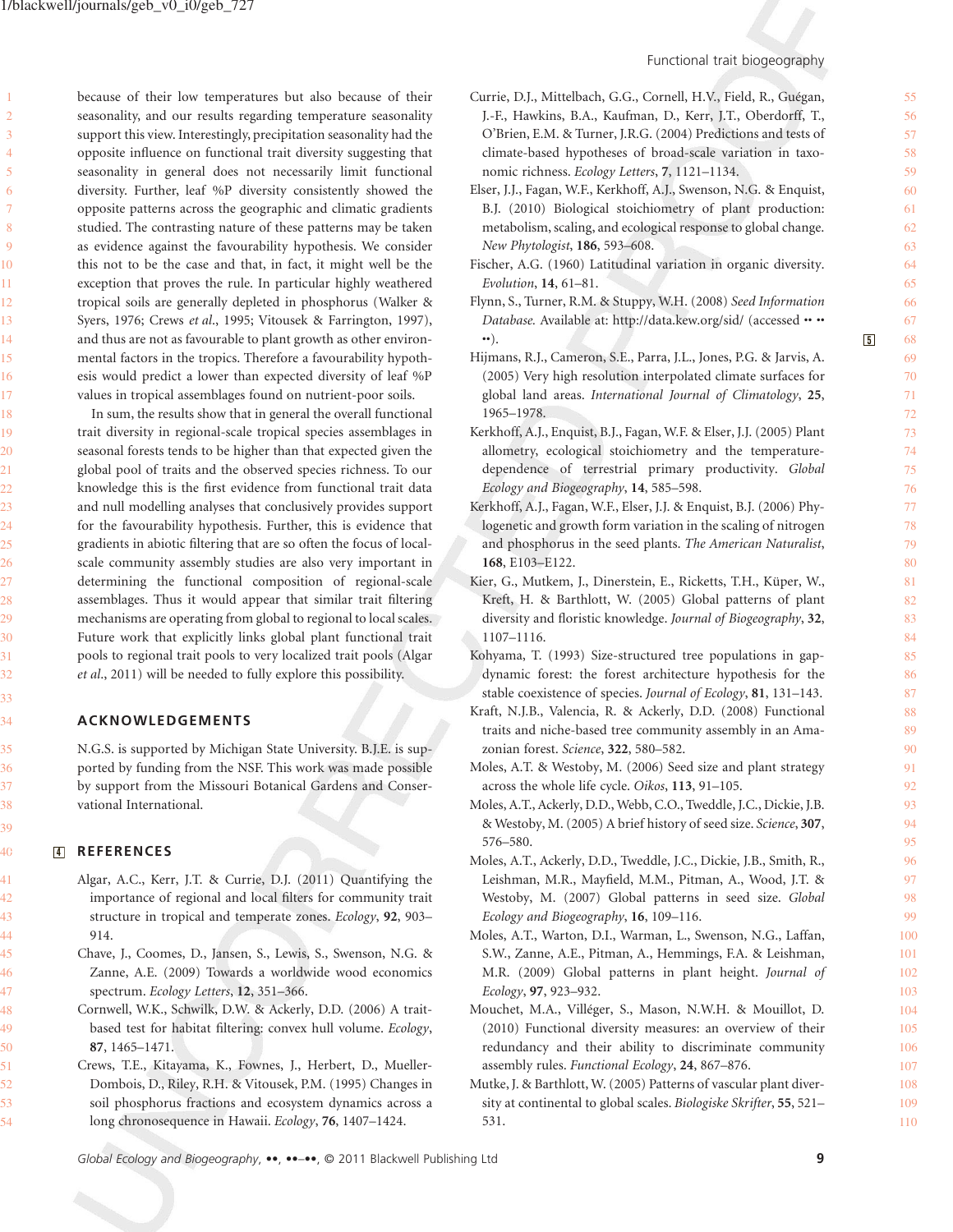because of their low temperatures but also because of their seasonality, and our results regarding temperature seasonality support this view. Interestingly, precipitation seasonality had the opposite influence on functional trait diversity suggesting that seasonality in general does not necessarily limit functional diversity. Further, leaf %P diversity consistently showed the opposite patterns across the geographic and climatic gradients studied. The contrasting nature of these patterns may be taken as evidence against the favourability hypothesis. We consider this not to be the case and that, in fact, it might well be the exception that proves the rule. In particular highly weathered tropical soils are generally depleted in phosphorus (Walker & Syers, 1976; Crews *et al*., 1995; Vitousek & Farrington, 1997), and thus are not as favourable to plant growth as other environmental factors in the tropics. Therefore a favourability hypothesis would predict a lower than expected diversity of leaf %P values in tropical assemblages found on nutrient-poor soils.

In sum, the results show that in general the overall functional trait diversity in regional-scale tropical species assemblages in seasonal forests tends to be higher than that expected given the global pool of traits and the observed species richness. To our knowledge this is the first evidence from functional trait data and null modelling analyses that conclusively provides support for the favourability hypothesis. Further, this is evidence that gradients in abiotic filtering that are so often the focus of local-scale community assembly studies are also very important in determining the functional composition of regional-scale assemblages. Thus it would appear that similar trait filtering mechanisms are operating from global to regional to local scales. Future work that explicitly links global plant functional trait pools to regional trait pools to very localized trait pools (Algar *et al*., 2011) will be needed to fully explore this possibility.

## ACKNOWLEDGEMENTS

N.G.S. is supported by Michigan State University. B.J.E. is supported by funding from the NSF. This work was made possible by support from the Missouri Botanical Gardens and Conservational International.

## REFERENCES

Algar, A.C., Kerr, J.T. & Currie, D.J. (2011) Quantifying the importance of regional and local filters for community trait structure in tropical and temperate zones. *Ecology*, **92**, 903–914.

Chave, J., Coomes, D., Jansen, S., Lewis, S., Swenson, N.G. & Zanne, A.E. (2009) Towards a worldwide wood economics spectrum. *Ecology Letters*, **12**, 351–366.

Cornwell, W.K., Schwilk, D.W. & Ackerly, D.D. (2006) A trait-based test for habitat filtering: convex hull volume. *Ecology*, **87**, 1465–1471.

Crews, T.E., Kitayama, K., Fownes, J., Herbert, D., Mueller-Dombois, D., Riley, R.H. & Vitousek, P.M. (1995) Changes in soil phosphorus fractions and ecosystem dynamics across a long chronosequence in Hawaii. *Ecology*, **76**, 1407–1424.

Currie, D.J., Mittelbach, G.G., Cornell, H.V., Field, R., Guégan, J.-F., Hawkins, B.A., Kaufman, D., Kerr, J.T., Oberdorff, T., O'Brien, E.M. & Turner, J.R.G. (2004) Predictions and tests of climate-based hypotheses of broad-scale variation in taxonomic richness. *Ecology Letters*, **7**, 1121–1134.

Elser, J.J., Fagan, W.F., Kerkhoff, A.J., Swenson, N.G. & Enquist, B.J. (2010) Biological stoichiometry of plant production: metabolism, scaling, and ecological response to global change. *New Phytologist*, **186**, 593–608.

Fischer, A.G. (1960) Latitudinal variation in organic diversity. *Evolution*, **14**, 61–81.

Flynn, S., Turner, R.M. & Stuppy, W.H. (2008) *Seed Information Database*. Available at: http://data.kew.org/sid/ (accessed •• •• ••).

Hijmans, R.J., Cameron, S.E., Parra, J.L., Jones, P.G. & Jarvis, A. (2005) Very high resolution interpolated climate surfaces for global land areas. *International Journal of Climatology*, **25**, 1965–1978.

Kerkhoff, A.J., Enquist, B.J., Fagan, W.F. & Elser, J.J. (2005) Plant allometry, ecological stoichiometry and the temperature-dependence of terrestrial primary productivity. *Global Ecology and Biogeography*, **14**, 585–598.

Kerkhoff, A.J., Fagan, W.F., Elser, J.J. & Enquist, B.J. (2006) Phylogenetic and growth form variation in the scaling of nitrogen and phosphorus in the seed plants. *The American Naturalist*, **168**, E103–E122.

Kier, G., Mutkem, J., Dinerstein, E., Ricketts, T.H., Küper, W., Kreft, H. & Barthlott, W. (2005) Global patterns of plant diversity and floristic knowledge. *Journal of Biogeography*, **32**, 1107–1116.

Kohyama, T. (1993) Size-structured tree populations in gap-dynamic forest: the forest architecture hypothesis for the stable coexistence of species. *Journal of Ecology*, **81**, 131–143.

Kraft, N.J.B., Valencia, R. & Ackerly, D.D. (2008) Functional traits and niche-based tree community assembly in an Amazonian forest. *Science*, **322**, 580–582.

Moles, A.T. & Westoby, M. (2006) Seed size and plant strategy across the whole life cycle. *Oikos*, **113**, 91–105.

Moles, A.T., Ackerly, D.D., Webb, C.O., Tweddle, J.C., Dickie, J.B. & Westoby, M. (2005) A brief history of seed size. *Science*, **307**, 576–580.

Moles, A.T., Ackerly, D.D., Tweddle, J.C., Dickie, J.B., Smith, R., Leishman, M.R., Mayfield, M.M., Pitman, A., Wood, J.T. & Westoby, M. (2007) Global patterns in seed size. *Global Ecology and Biogeography*, **16**, 109–116.

Moles, A.T., Warton, D.I., Warman, L., Swenson, N.G., Laffan, S.W., Zanne, A.E., Pitman, A., Hemmings, F.A. & Leishman, M.R. (2009) Global patterns in plant height. *Journal of Ecology*, **97**, 923–932.

Mouchet, M.A., Villéger, S., Mason, N.W.H. & Mouillot, D. (2010) Functional diversity measures: an overview of their redundancy and their ability to discriminate community assembly rules. *Functional Ecology*, **24**, 867–876.

Mutke, J. & Barthlott, W. (2005) Patterns of vascular plant diversity at continental to global scales. *Biologiske Skrifter*, **55**, 521–531.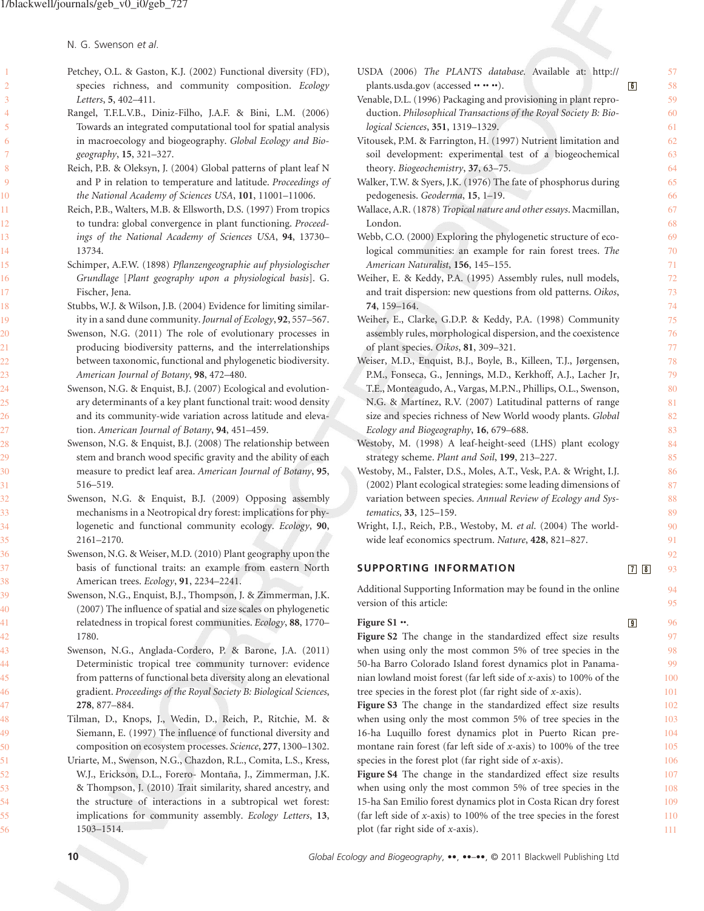Petchey, O.L. & Gaston, K.J. (2002) Functional diversity (FD), species richness, and community composition. *Ecology Letters*, **5**, 402–411.

Rangel, T.F.L.V.B., Diniz-Filho, J.A.F. & Bini, L.M. (2006) Towards an integrated computational tool for spatial analysis in macroecology and biogeography. *Global Ecology and Biogeography*, **15**, 321–327.

Reich, P.B. & Oleksyn, J. (2004) Global patterns of plant leaf N and P in relation to temperature and latitude. *Proceedings of the National Academy of Sciences USA*, **101**, 11001–11006.

Reich, P.B., Walters, M.B. & Ellsworth, D.S. (1997) From tropics to tundra: global convergence in plant functioning. *Proceedings of the National Academy of Sciences USA*, **94**, 13730–13734.

Schimper, A.F.W. (1898) *Pflanzengeographie auf physiologischer Grundlage* [*Plant geography upon a physiological basis*]. G. Fischer, Jena.

Stubbs, W.J. & Wilson, J.B. (2004) Evidence for limiting similarity in a sand dune community. *Journal of Ecology*, **92**, 557–567.

Swenson, N.G. (2011) The role of evolutionary processes in producing biodiversity patterns, and the interrelationships between taxonomic, functional and phylogenetic biodiversity. *American Journal of Botany*, **98**, 472–480.

Swenson, N.G. & Enquist, B.J. (2007) Ecological and evolutionary determinants of a key plant functional trait: wood density and its community-wide variation across latitude and elevation. *American Journal of Botany*, **94**, 451–459.

Swenson, N.G. & Enquist, B.J. (2008) The relationship between stem and branch wood specific gravity and the ability of each measure to predict leaf area. *American Journal of Botany*, **95**, 516–519.

Swenson, N.G. & Enquist, B.J. (2009) Opposing assembly mechanisms in a Neotropical dry forest: implications for phylogenetic and functional community ecology. *Ecology*, **90**, 2161–2170.

Swenson, N.G. & Weiser, M.D. (2010) Plant geography upon the basis of functional traits: an example from eastern North American trees. *Ecology*, **91**, 2234–2241.

Swenson, N.G., Enquist, B.J., Thompson, J. & Zimmerman, J.K. (2007) The influence of spatial and size scales on phylogenetic relatedness in tropical forest communities. *Ecology*, **88**, 1770–1780.

Swenson, N.G., Anglada-Cordero, P. & Barone, J.A. (2011) Deterministic tropical tree community turnover: evidence from patterns of functional beta diversity along an elevational gradient. *Proceedings of the Royal Society B: Biological Sciences*, **278**, 877–884.

Tilman, D., Knops, J., Wedin, D., Reich, P., Ritchie, M. & Siemann, E. (1997) The influence of functional diversity and composition on ecosystem processes. *Science*, **277**, 1300–1302.

Uriarte, M., Swenson, N.G., Chazdon, R.L., Comita, L.S., Kress, W.J., Erickson, D.L., Forero- Montaña, J., Zimmerman, J.K. & Thompson, J. (2010) Trait similarity, shared ancestry, and the structure of interactions in a subtropical wet forest: implications for community assembly. *Ecology Letters*, **13**, 1503–1514.

USDA (2006) *The PLANTS database.* Available at: http://plants.usda.gov (accessed •• •• ••).

Venable, D.L. (1996) Packaging and provisioning in plant reproduction. *Philosophical Transactions of the Royal Society B: Biological Sciences*, **351**, 1319–1329.

Vitousek, P.M. & Farrington, H. (1997) Nutrient limitation and soil development: experimental test of a biogeochemical theory. *Biogeochemistry*, **37**, 63–75.

Walker, T.W. & Syers, J.K. (1976) The fate of phosphorus during pedogenesis. *Geoderma*, **15**, 1–19.

Wallace, A.R. (1878) *Tropical nature and other essays*. Macmillan, London.

Webb, C.O. (2000) Exploring the phylogenetic structure of ecological communities: an example for rain forest trees. *The American Naturalist*, **156**, 145–155.

Weiher, E. & Keddy, P.A. (1995) Assembly rules, null models, and trait dispersion: new questions from old patterns. *Oikos*, **74**, 159–164.

Weiher, E., Clarke, G.D.P. & Keddy, P.A. (1998) Community assembly rules, morphological dispersion, and the coexistence of plant species. *Oikos*, **81**, 309–321.

Weiser, M.D., Enquist, B.J., Boyle, B., Killeen, T.J., Jørgensen, P.M., Fonseca, G., Jennings, M.D., Kerkhoff, A.J., Lacher Jr, T.E., Monteagudo, A., Vargas, M.P.N., Phillips, O.L., Swenson, N.G. & Martínez, R.V. (2007) Latitudinal patterns of range size and species richness of New World woody plants. *Global Ecology and Biogeography*, **16**, 679–688.

Westoby, M. (1998) A leaf-height-seed (LHS) plant ecology strategy scheme. *Plant and Soil*, **199**, 213–227.

Westoby, M., Falster, D.S., Moles, A.T., Vesk, P.A. & Wright, I.J. (2002) Plant ecological strategies: some leading dimensions of variation between species. *Annual Review of Ecology and Systematics*, **33**, 125–159.

Wright, I.J., Reich, P.B., Westoby, M. *et al.* (2004) The worldwide leaf economics spectrum. *Nature*, **428**, 821–827.

## SUPPORTING INFORMATION

Additional Supporting Information may be found in the online version of this article:

**Figure S1** ••.

**Figure S2** The change in the standardized effect size results when using only the most common 5% of tree species in the 50-ha Barro Colorado Island forest dynamics plot in Panamanian lowland moist forest (far left side of *x*-axis) to 100% of the tree species in the forest plot (far right side of *x*-axis).

**Figure S3** The change in the standardized effect size results when using only the most common 5% of tree species in the 16-ha Luquillo forest dynamics plot in Puerto Rican premontane rain forest (far left side of *x*-axis) to 100% of the tree species in the forest plot (far right side of *x*-axis).

**Figure S4** The change in the standardized effect size results when using only the most common 5% of tree species in the 15-ha San Emilio forest dynamics plot in Costa Rican dry forest (far left side of *x*-axis) to 100% of the tree species in the forest plot (far right side of *x*-axis).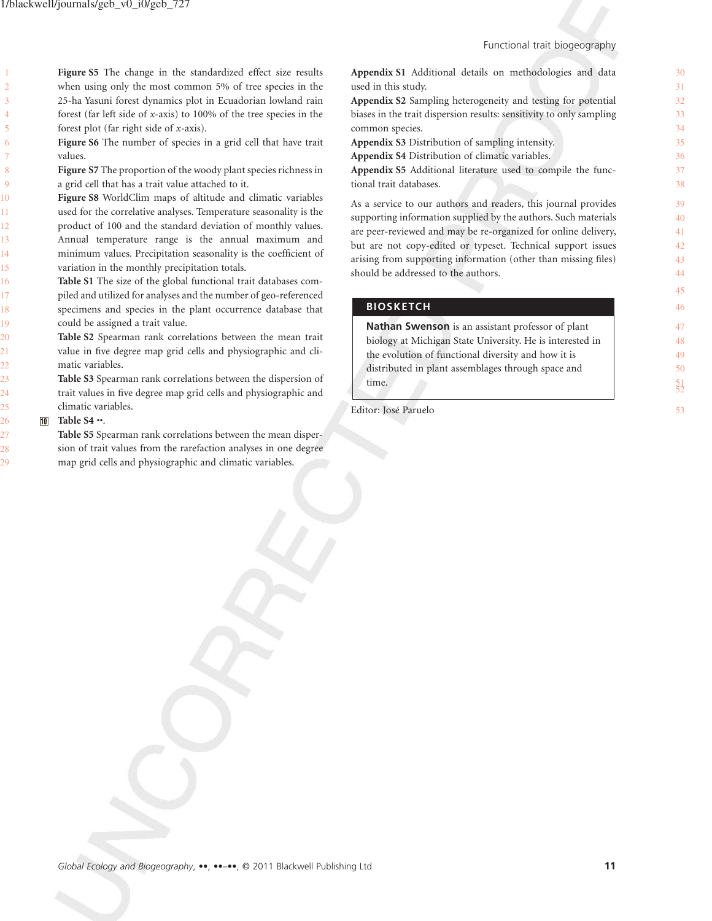**Figure S5** The change in the standardized effect size results when using only the most common 5% of tree species in the 25-ha Yasuni forest dynamics plot in Ecuadorian lowland rain forest (far left side of *x*-axis) to 100% of the tree species in the forest plot (far right side of *x*-axis).

**Figure S6** The number of species in a grid cell that have trait values.

**Figure S7** The proportion of the woody plant species richness in a grid cell that has a trait value attached to it.

**Figure S8** WorldClim maps of altitude and climatic variables used for the correlative analyses. Temperature seasonality is the product of 100 and the standard deviation of monthly values. Annual temperature range is the annual maximum and minimum values. Precipitation seasonality is the coefficient of variation in the monthly precipitation totals.

**Table S1** The size of the global functional trait databases compiled and utilized for analyses and the number of geo-referenced specimens and species in the plant occurrence database that could be assigned a trait value.

**Table S2** Spearman rank correlations between the mean trait value in five degree map grid cells and physiographic and climatic variables.

**Table S3** Spearman rank correlations between the dispersion of trait values in five degree map grid cells and physiographic and climatic variables.

**Table S4** ••.

**Table S5** Spearman rank correlations between the mean dispersion of trait values from the rarefaction analyses in one degree map grid cells and physiographic and climatic variables.

**Appendix S1** Additional details on methodologies and data used in this study.

**Appendix S2** Sampling heterogeneity and testing for potential biases in the trait dispersion results: sensitivity to only sampling common species.

**Appendix S3** Distribution of sampling intensity.

**Appendix S4** Distribution of climatic variables.

**Appendix S5** Additional literature used to compile the functional trait databases.

As a service to our authors and readers, this journal provides supporting information supplied by the authors. Such materials are peer-reviewed and may be re-organized for online delivery, but are not copy-edited or typeset. Technical support issues arising from supporting information (other than missing files) should be addressed to the authors.

## BIOSKETCH

**Nathan Swenson** is an assistant professor of plant biology at Michigan State University. He is interested in the evolution of functional diversity and how it is distributed in plant assemblages through space and time.

Editor: José Paruelo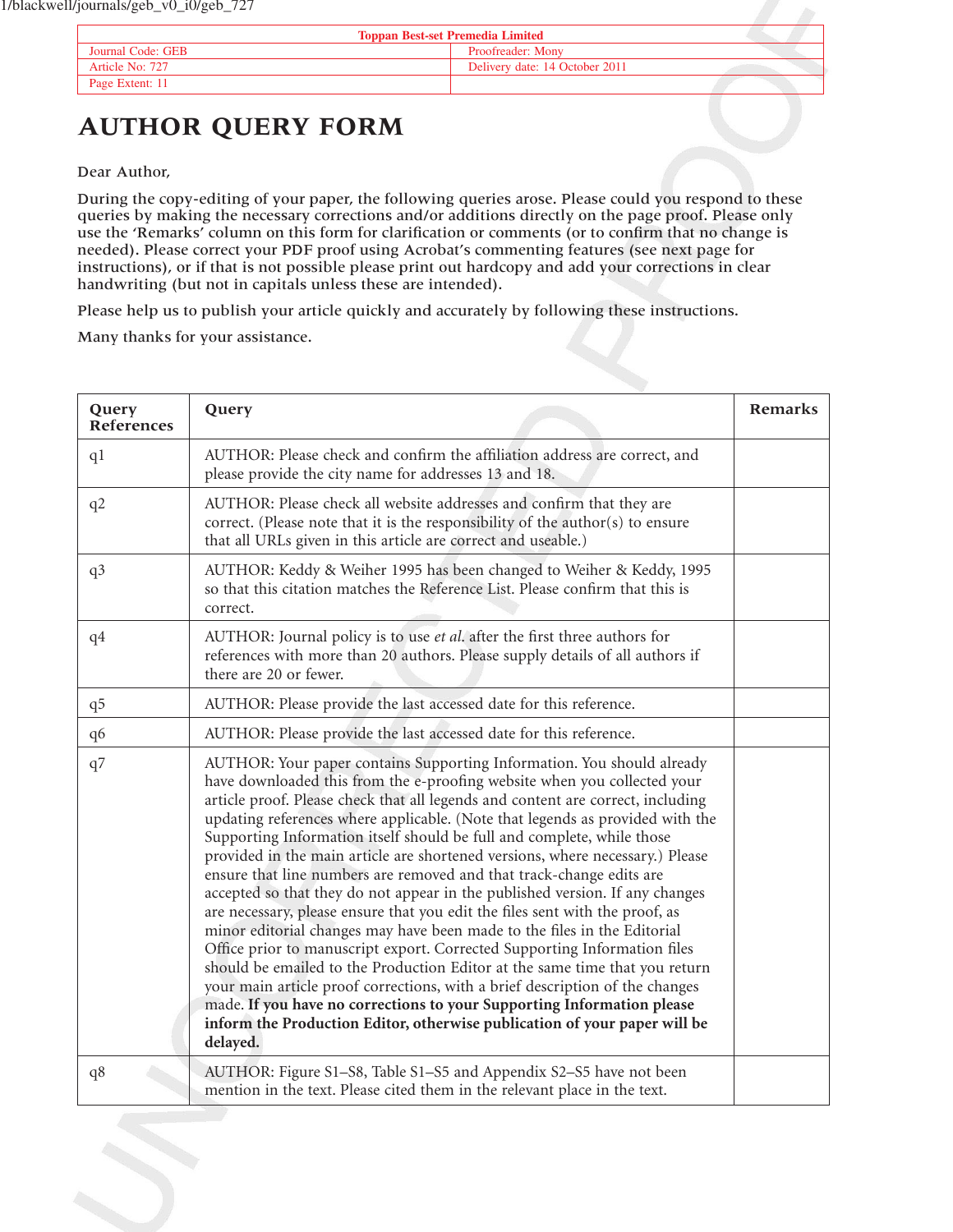| Toppan Best-set Premedia Limited | |
|---|---|
| Journal Code: GEB | Proofreader: Mony |
| Article No: 727 | Delivery date: 14 October 2011 |
| Page Extent: 11 | |

# AUTHOR QUERY FORM

Dear Author,

During the copy-editing of your paper, the following queries arose. Please could you respond to these queries by making the necessary corrections and/or additions directly on the page proof. Please only use the 'Remarks' column on this form for clarification or comments (or to confirm that no change is needed). Please correct your PDF proof using Acrobat's commenting features (see next page for instructions), or if that is not possible please print out hardcopy and add your corrections in clear handwriting (but not in capitals unless these are intended).

Please help us to publish your article quickly and accurately by following these instructions.

Many thanks for your assistance.

| Query References | Query | Remarks |
|---|---|---|
| q1 | AUTHOR: Please check and confirm the affiliation address are correct, and please provide the city name for addresses 13 and 18. | |
| q2 | AUTHOR: Please check all website addresses and confirm that they are correct. (Please note that it is the responsibility of the author(s) to ensure that all URLs given in this article are correct and useable.) | |
| q3 | AUTHOR: Keddy & Weiher 1995 has been changed to Weiher & Keddy, 1995 so that this citation matches the Reference List. Please confirm that this is correct. | |
| q4 | AUTHOR: Journal policy is to use *et al.* after the first three authors for references with more than 20 authors. Please supply details of all authors if there are 20 or fewer. | |
| q5 | AUTHOR: Please provide the last accessed date for this reference. | |
| q6 | AUTHOR: Please provide the last accessed date for this reference. | |
| q7 | AUTHOR: Your paper contains Supporting Information. You should already have downloaded this from the e-proofing website when you collected your article proof. Please check that all legends and content are correct, including updating references where applicable. (Note that legends as provided with the Supporting Information itself should be full and complete, while those provided in the main article are shortened versions, where necessary.) Please ensure that line numbers are removed and that track-change edits are accepted so that they do not appear in the published version. If any changes are necessary, please ensure that you edit the files sent with the proof, as minor editorial changes may have been made to the files in the Editorial Office prior to manuscript export. Corrected Supporting Information files should be emailed to the Production Editor at the same time that you return your main article proof corrections, with a brief description of the changes made. **If you have no corrections to your Supporting Information please inform the Production Editor, otherwise publication of your paper will be delayed.** | |
| q8 | AUTHOR: Figure S1–S8, Table S1–S5 and Appendix S2–S5 have not been mention in the text. Please cited them in the relevant place in the text. | |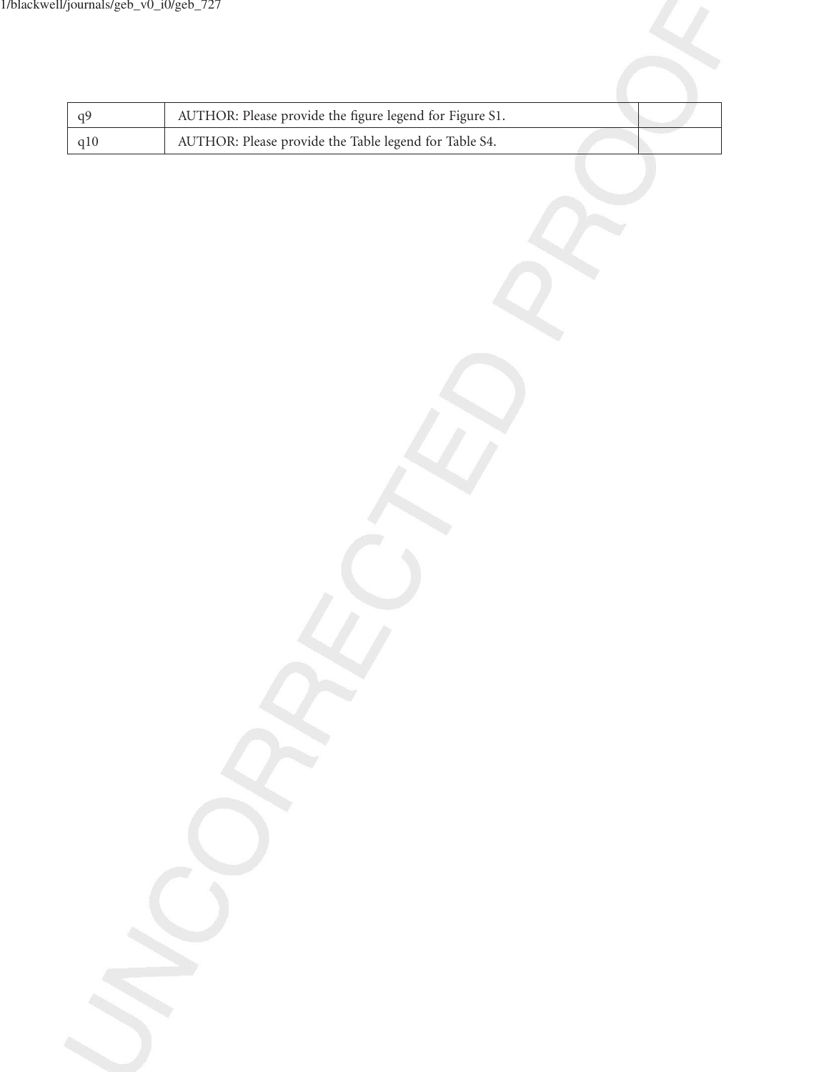| q9 | AUTHOR: Please provide the figure legend for Figure S1. | |
|---|---|---|
| q10 | AUTHOR: Please provide the Table legend for Table S4. | |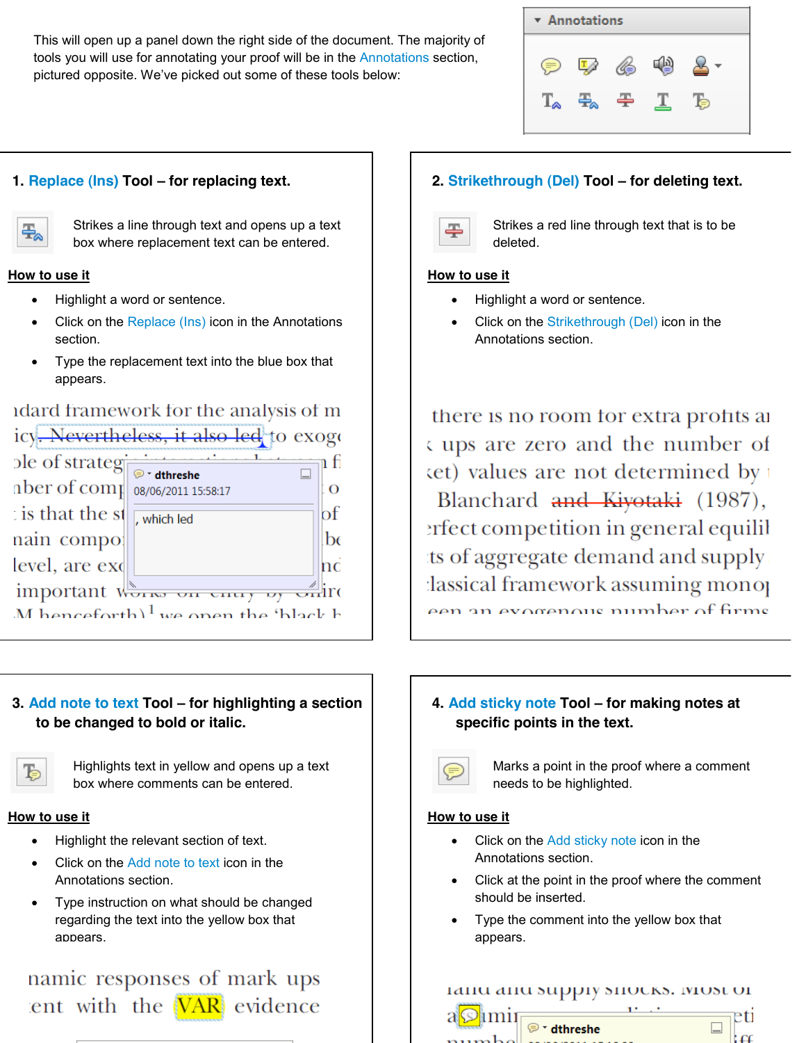This will open up a panel down the right side of the document. The majority of tools you will use for annotating your proof will be in the Annotations section, pictured opposite. We've picked out some of these tools below:

## 1. Replace (Ins) Tool – for replacing text.

Strikes a line through text and opens up a text box where replacement text can be entered.

**How to use it**

- Highlight a word or sentence.
- Click on the Replace (Ins) icon in the Annotations section.
- Type the replacement text into the blue box that appears.

## 2. Strikethrough (Del) Tool – for deleting text.

Strikes a red line through text that is to be deleted.

**How to use it**

- Highlight a word or sentence.
- Click on the Strikethrough (Del) icon in the Annotations section.

## 3. Add note to text Tool – for highlighting a section to be changed to bold or italic.

Highlights text in yellow and opens up a text box where comments can be entered.

**How to use it**

- Highlight the relevant section of text.
- Click on the Add note to text icon in the Annotations section.
- Type instruction on what should be changed regarding the text into the yellow box that appears.

## 4. Add sticky note Tool – for making notes at specific points in the text.

Marks a point in the proof where a comment needs to be highlighted.

**How to use it**

- Click on the Add sticky note icon in the Annotations section.
- Click at the point in the proof where the comment should be inserted.
- Type the comment into the yellow box that appears.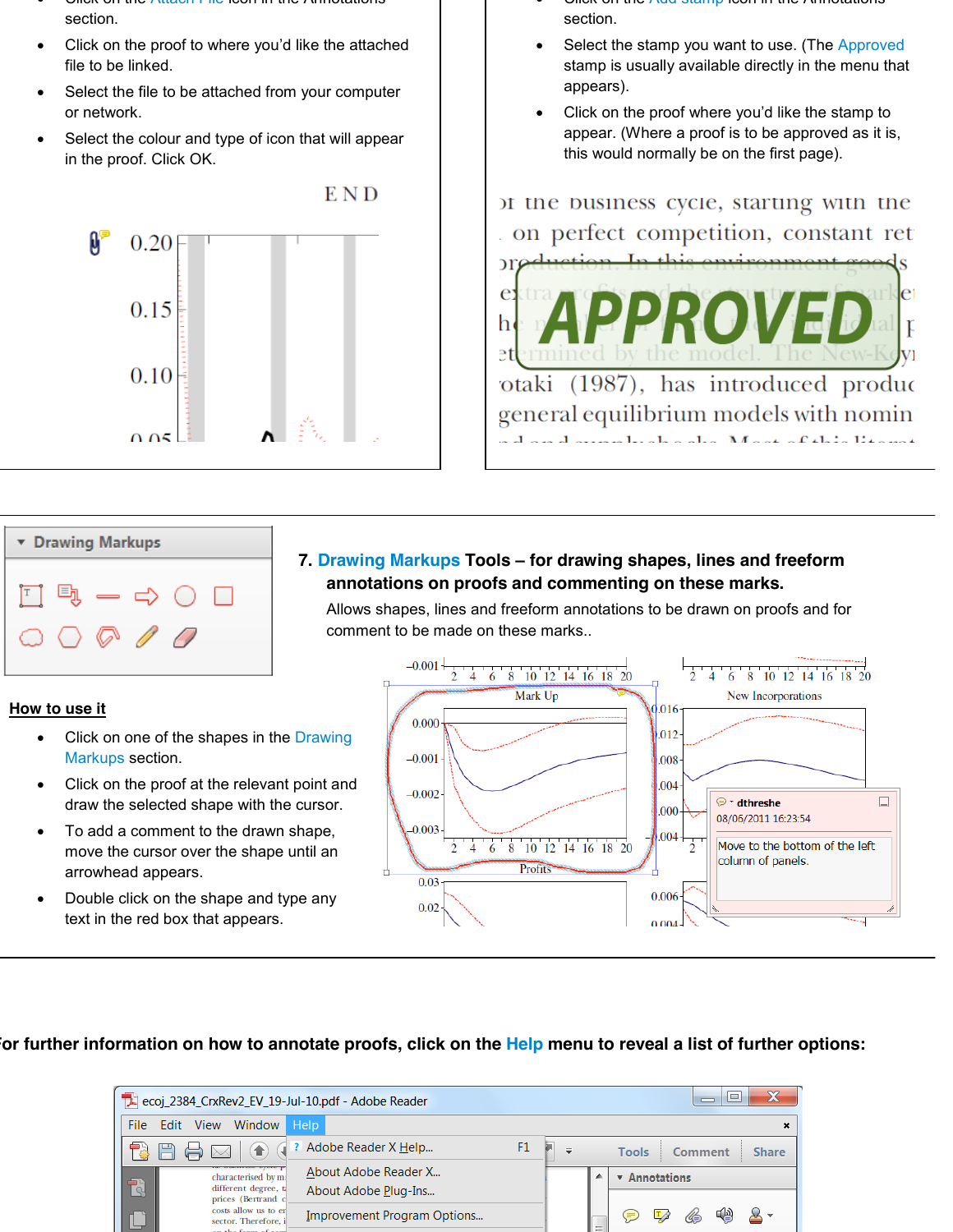section.

- Click on the proof to where you'd like the attached file to be linked.
- Select the file to be attached from your computer or network.
- Select the colour and type of icon that will appear in the proof. Click OK.

section.

- Select the stamp you want to use. (The Approved stamp is usually available directly in the menu that appears).
- Click on the proof where you'd like the stamp to appear. (Where a proof is to be approved as it is, this would normally be on the first page).

Drawing Markups

## 7. Drawing Markups Tools – for drawing shapes, lines and freeform annotations on proofs and commenting on these marks.

Allows shapes, lines and freeform annotations to be drawn on proofs and for comment to be made on these marks..

**How to use it**

- Click on one of the shapes in the Drawing Markups section.
- Click on the proof at the relevant point and draw the selected shape with the cursor.
- To add a comment to the drawn shape, move the cursor over the shape until an arrowhead appears.
- Double click on the shape and type any text in the red box that appears.

**For further information on how to annotate proofs, click on the Help menu to reveal a list of further options:**